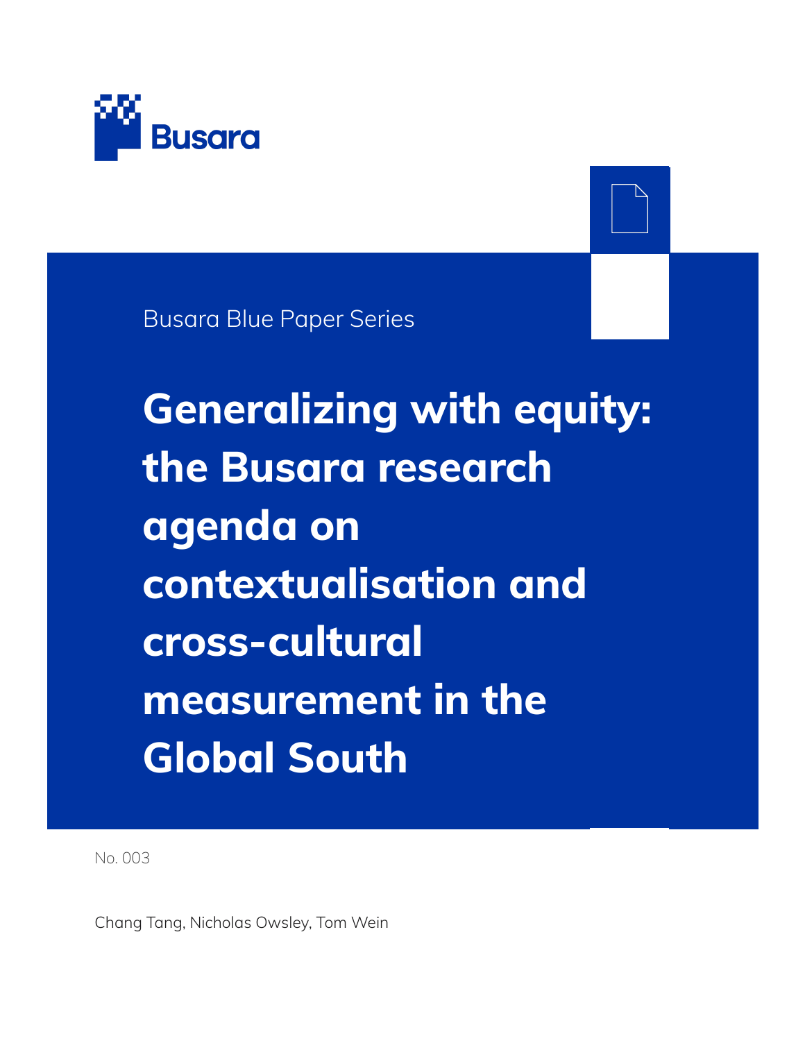Busara

Busara Blue Paper Series

# Generalizing with equity: the Busara research agenda on contextualisation and cross-cultural measurement in the Global South

No. 003

Chang Tang, Nicholas Owsley, Tom Wein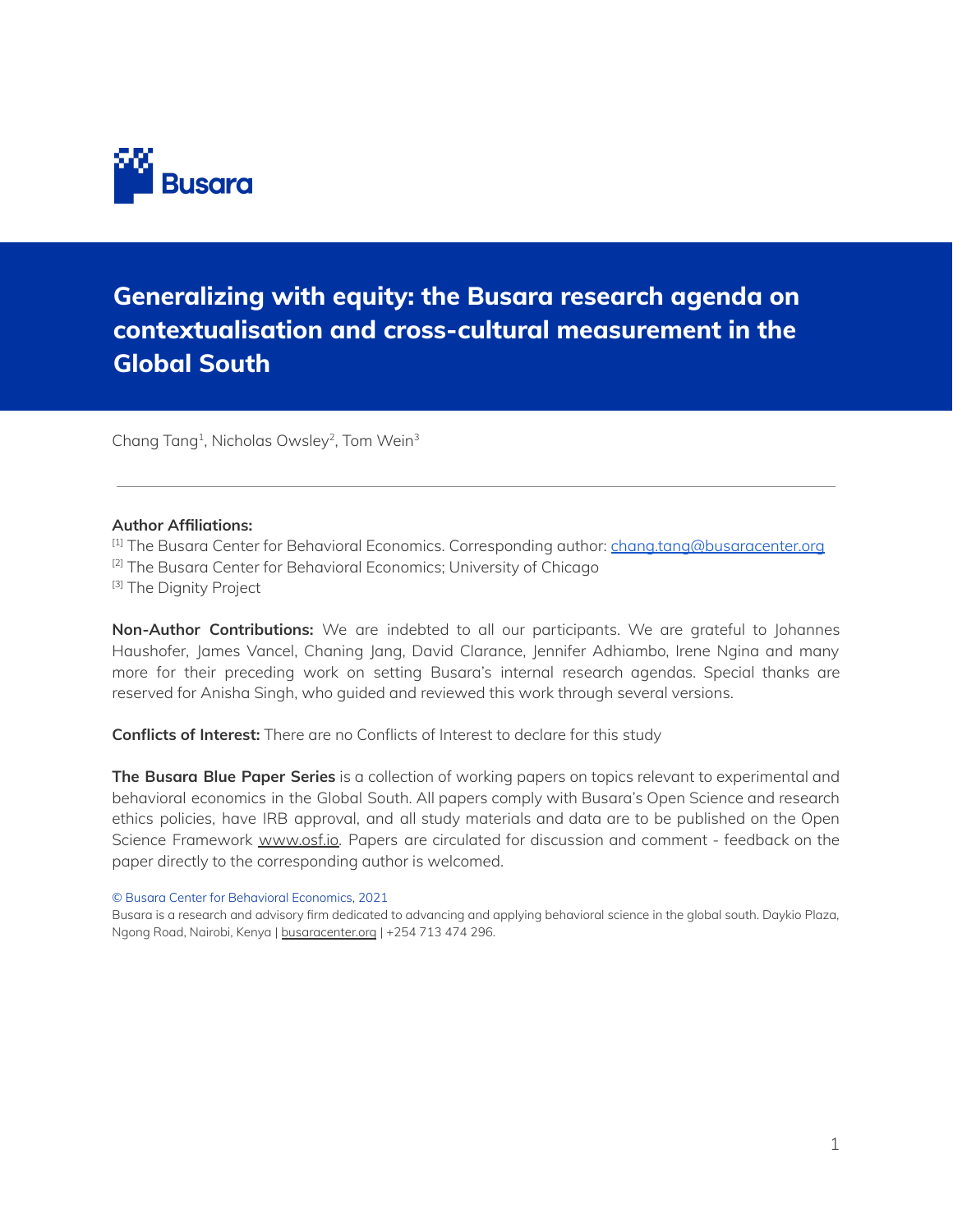# Generalizing with equity: the Busara research agenda on contextualisation and cross-cultural measurement in the Global South

Chang Tang[1], Nicholas Owsley[2], Tom Wein[3]

---

**Author Affiliations:**

[1] The Busara Center for Behavioral Economics. Corresponding author: chang.tang@busaracenter.org

[2] The Busara Center for Behavioral Economics; University of Chicago

[3] The Dignity Project

**Non-Author Contributions:** We are indebted to all our participants. We are grateful to Johannes Haushofer, James Vancel, Chaning Jang, David Clarance, Jennifer Adhiambo, Irene Ngina and many more for their preceding work on setting Busara's internal research agendas. Special thanks are reserved for Anisha Singh, who guided and reviewed this work through several versions.

**Conflicts of Interest:** There are no Conflicts of Interest to declare for this study

**The Busara Blue Paper Series** is a collection of working papers on topics relevant to experimental and behavioral economics in the Global South. All papers comply with Busara's Open Science and research ethics policies, have IRB approval, and all study materials and data are to be published on the Open Science Framework www.osf.io. Papers are circulated for discussion and comment - feedback on the paper directly to the corresponding author is welcomed.

© Busara Center for Behavioral Economics, 2021

Busara is a research and advisory firm dedicated to advancing and applying behavioral science in the global south. Daykio Plaza, Ngong Road, Nairobi, Kenya | busaracenter.org | +254 713 474 296.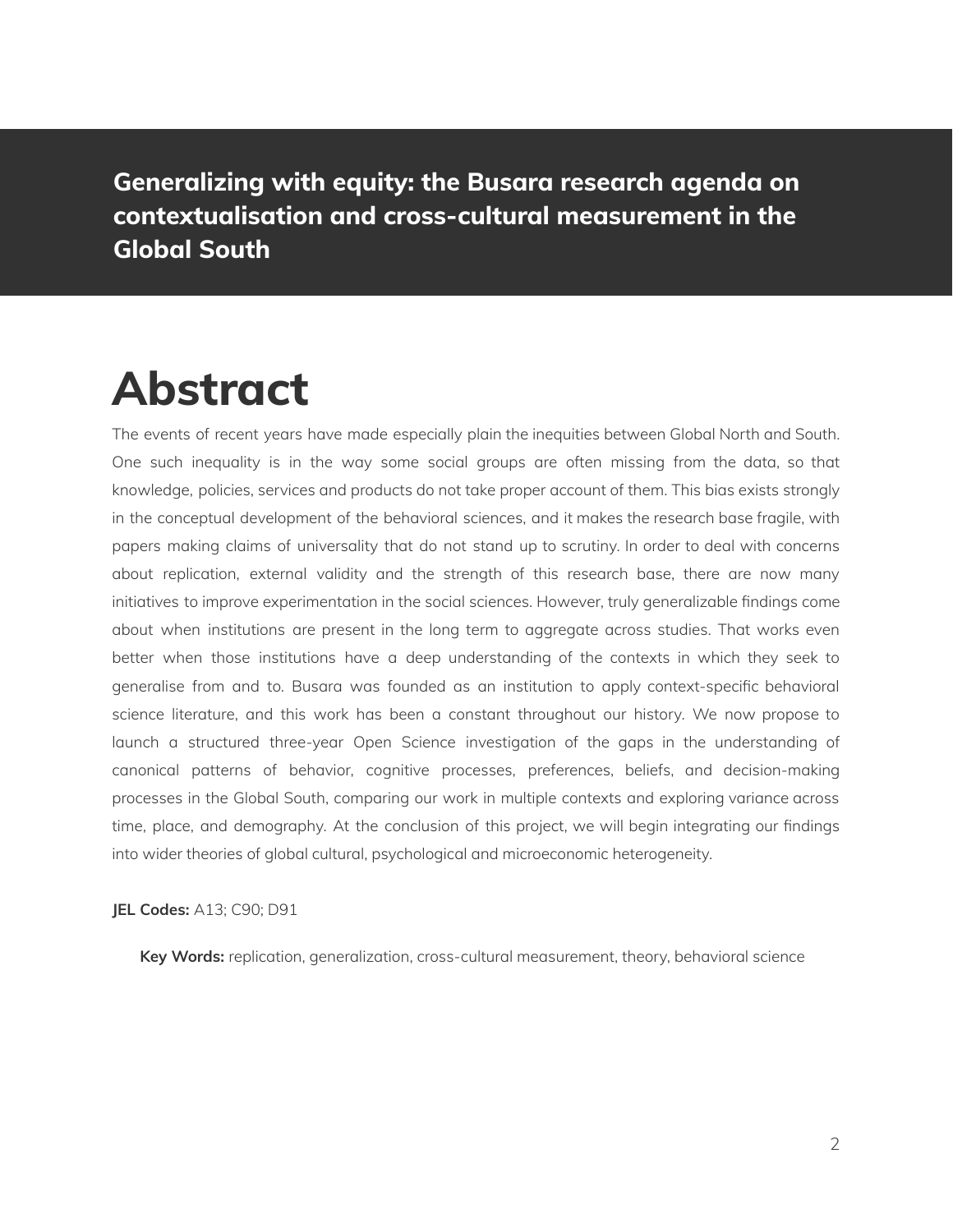**Generalizing with equity: the Busara research agenda on contextualisation and cross-cultural measurement in the Global South**

# Abstract

The events of recent years have made especially plain the inequities between Global North and South. One such inequality is in the way some social groups are often missing from the data, so that knowledge, policies, services and products do not take proper account of them. This bias exists strongly in the conceptual development of the behavioral sciences, and it makes the research base fragile, with papers making claims of universality that do not stand up to scrutiny. In order to deal with concerns about replication, external validity and the strength of this research base, there are now many initiatives to improve experimentation in the social sciences. However, truly generalizable findings come about when institutions are present in the long term to aggregate across studies. That works even better when those institutions have a deep understanding of the contexts in which they seek to generalise from and to. Busara was founded as an institution to apply context-specific behavioral science literature, and this work has been a constant throughout our history. We now propose to launch a structured three-year Open Science investigation of the gaps in the understanding of canonical patterns of behavior, cognitive processes, preferences, beliefs, and decision-making processes in the Global South, comparing our work in multiple contexts and exploring variance across time, place, and demography. At the conclusion of this project, we will begin integrating our findings into wider theories of global cultural, psychological and microeconomic heterogeneity.

**JEL Codes:** A13; C90; D91

**Key Words:** replication, generalization, cross-cultural measurement, theory, behavioral science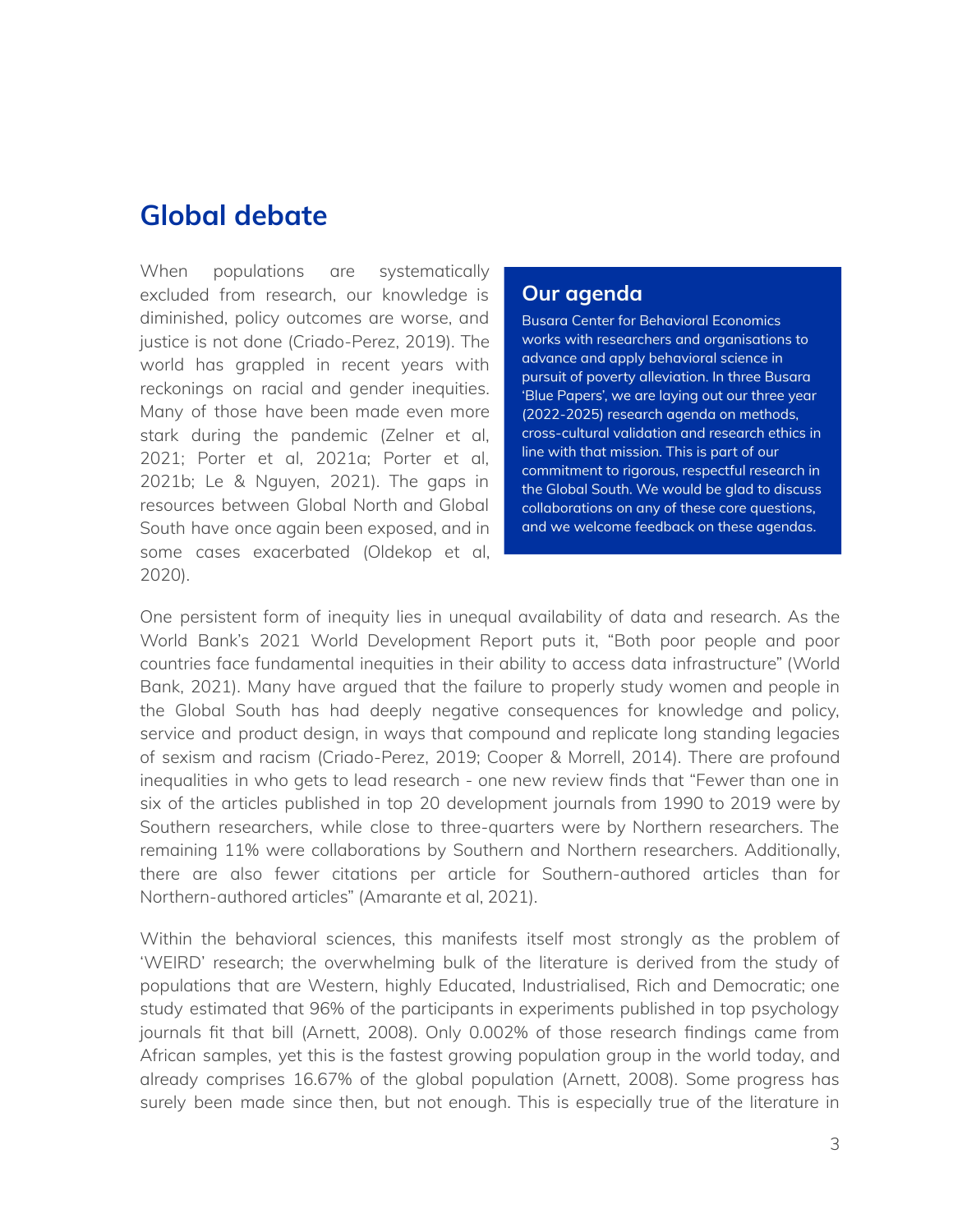## Global debate

When populations are systematically excluded from research, our knowledge is diminished, policy outcomes are worse, and justice is not done (Criado-Perez, 2019). The world has grappled in recent years with reckonings on racial and gender inequities. Many of those have been made even more stark during the pandemic (Zelner et al, 2021; Porter et al, 2021a; Porter et al, 2021b; Le & Nguyen, 2021). The gaps in resources between Global North and Global South have once again been exposed, and in some cases exacerbated (Oldekop et al, 2020).

### Our agenda

Busara Center for Behavioral Economics works with researchers and organisations to advance and apply behavioral science in pursuit of poverty alleviation. In three Busara 'Blue Papers', we are laying out our three year (2022-2025) research agenda on methods, cross-cultural validation and research ethics in line with that mission. This is part of our commitment to rigorous, respectful research in the Global South. We would be glad to discuss collaborations on any of these core questions, and we welcome feedback on these agendas.

One persistent form of inequity lies in unequal availability of data and research. As the World Bank's 2021 World Development Report puts it, "Both poor people and poor countries face fundamental inequities in their ability to access data infrastructure" (World Bank, 2021). Many have argued that the failure to properly study women and people in the Global South has had deeply negative consequences for knowledge and policy, service and product design, in ways that compound and replicate long standing legacies of sexism and racism (Criado-Perez, 2019; Cooper & Morrell, 2014). There are profound inequalities in who gets to lead research - one new review finds that "Fewer than one in six of the articles published in top 20 development journals from 1990 to 2019 were by Southern researchers, while close to three-quarters were by Northern researchers. The remaining 11% were collaborations by Southern and Northern researchers. Additionally, there are also fewer citations per article for Southern-authored articles than for Northern-authored articles" (Amarante et al, 2021).

Within the behavioral sciences, this manifests itself most strongly as the problem of 'WEIRD' research; the overwhelming bulk of the literature is derived from the study of populations that are Western, highly Educated, Industrialised, Rich and Democratic; one study estimated that 96% of the participants in experiments published in top psychology journals fit that bill (Arnett, 2008). Only 0.002% of those research findings came from African samples, yet this is the fastest growing population group in the world today, and already comprises 16.67% of the global population (Arnett, 2008). Some progress has surely been made since then, but not enough. This is especially true of the literature in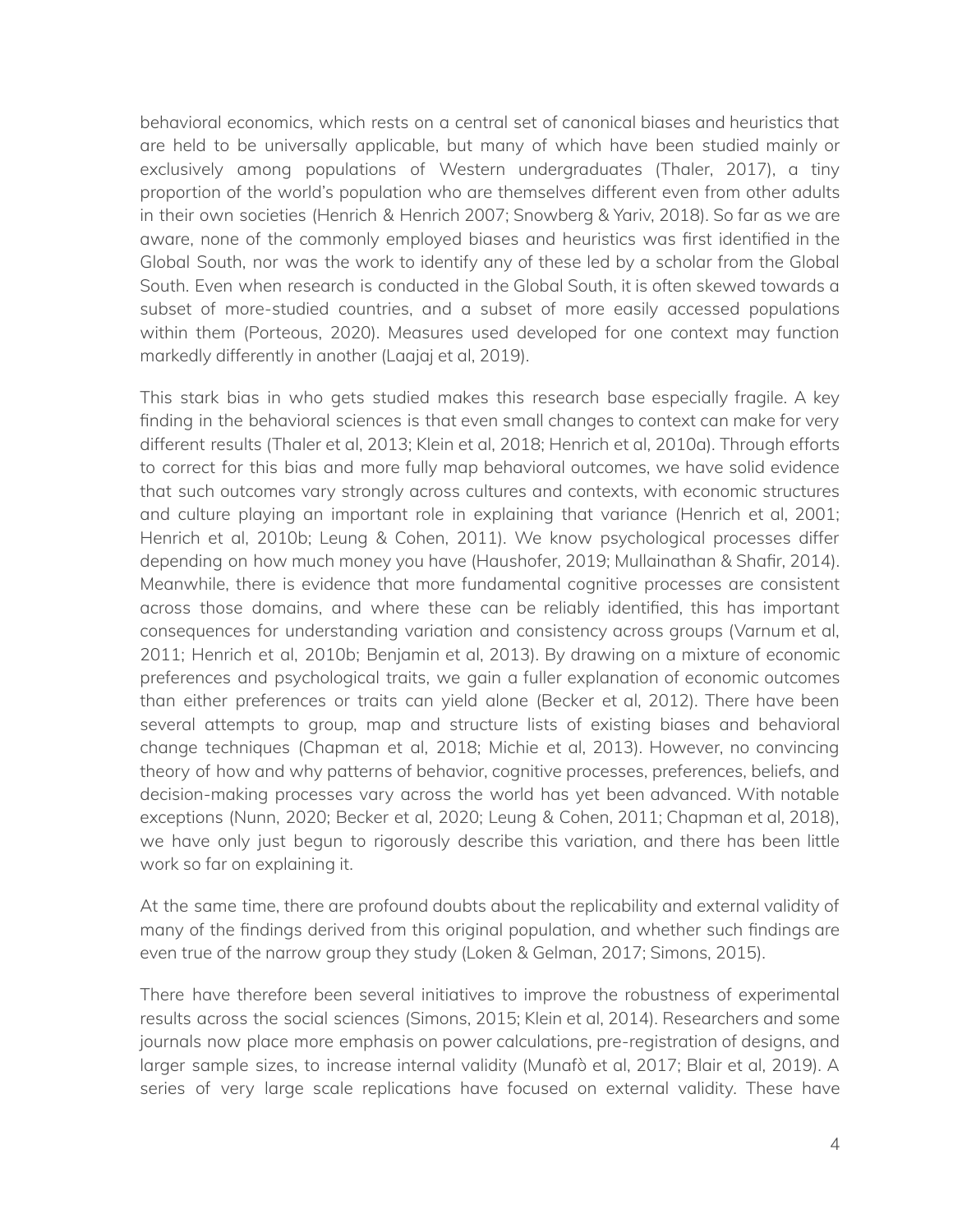behavioral economics, which rests on a central set of canonical biases and heuristics that are held to be universally applicable, but many of which have been studied mainly or exclusively among populations of Western undergraduates (Thaler, 2017), a tiny proportion of the world's population who are themselves different even from other adults in their own societies (Henrich & Henrich 2007; Snowberg & Yariv, 2018). So far as we are aware, none of the commonly employed biases and heuristics was first identified in the Global South, nor was the work to identify any of these led by a scholar from the Global South. Even when research is conducted in the Global South, it is often skewed towards a subset of more-studied countries, and a subset of more easily accessed populations within them (Porteous, 2020). Measures used developed for one context may function markedly differently in another (Laajaj et al, 2019).

This stark bias in who gets studied makes this research base especially fragile. A key finding in the behavioral sciences is that even small changes to context can make for very different results (Thaler et al, 2013; Klein et al, 2018; Henrich et al, 2010a). Through efforts to correct for this bias and more fully map behavioral outcomes, we have solid evidence that such outcomes vary strongly across cultures and contexts, with economic structures and culture playing an important role in explaining that variance (Henrich et al, 2001; Henrich et al, 2010b; Leung & Cohen, 2011). We know psychological processes differ depending on how much money you have (Haushofer, 2019; Mullainathan & Shafir, 2014). Meanwhile, there is evidence that more fundamental cognitive processes are consistent across those domains, and where these can be reliably identified, this has important consequences for understanding variation and consistency across groups (Varnum et al, 2011; Henrich et al, 2010b; Benjamin et al, 2013). By drawing on a mixture of economic preferences and psychological traits, we gain a fuller explanation of economic outcomes than either preferences or traits can yield alone (Becker et al, 2012). There have been several attempts to group, map and structure lists of existing biases and behavioral change techniques (Chapman et al, 2018; Michie et al, 2013). However, no convincing theory of how and why patterns of behavior, cognitive processes, preferences, beliefs, and decision-making processes vary across the world has yet been advanced. With notable exceptions (Nunn, 2020; Becker et al, 2020; Leung & Cohen, 2011; Chapman et al, 2018), we have only just begun to rigorously describe this variation, and there has been little work so far on explaining it.

At the same time, there are profound doubts about the replicability and external validity of many of the findings derived from this original population, and whether such findings are even true of the narrow group they study (Loken & Gelman, 2017; Simons, 2015).

There have therefore been several initiatives to improve the robustness of experimental results across the social sciences (Simons, 2015; Klein et al, 2014). Researchers and some journals now place more emphasis on power calculations, pre-registration of designs, and larger sample sizes, to increase internal validity (Munafò et al, 2017; Blair et al, 2019). A series of very large scale replications have focused on external validity. These have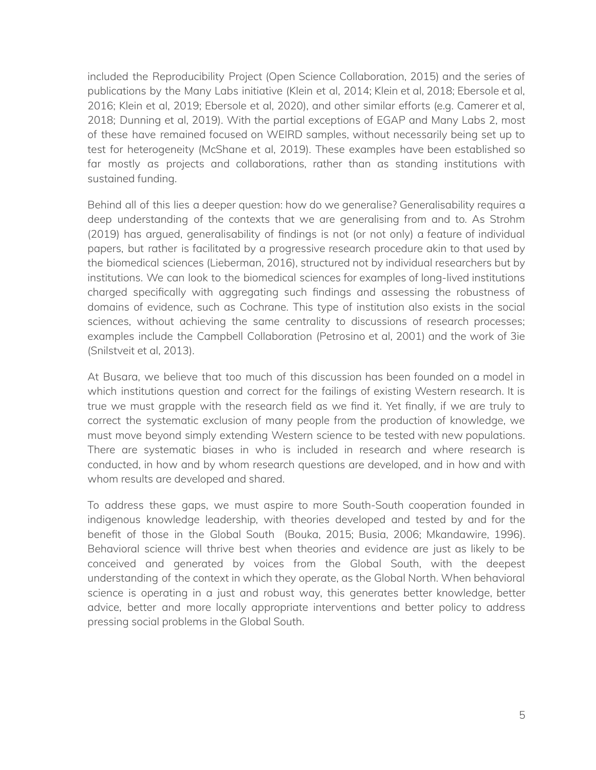included the Reproducibility Project (Open Science Collaboration, 2015) and the series of publications by the Many Labs initiative (Klein et al, 2014; Klein et al, 2018; Ebersole et al, 2016; Klein et al, 2019; Ebersole et al, 2020), and other similar efforts (e.g. Camerer et al, 2018; Dunning et al, 2019). With the partial exceptions of EGAP and Many Labs 2, most of these have remained focused on WEIRD samples, without necessarily being set up to test for heterogeneity (McShane et al, 2019). These examples have been established so far mostly as projects and collaborations, rather than as standing institutions with sustained funding.

Behind all of this lies a deeper question: how do we generalise? Generalisability requires a deep understanding of the contexts that we are generalising from and to. As Strohm (2019) has argued, generalisability of findings is not (or not only) a feature of individual papers, but rather is facilitated by a progressive research procedure akin to that used by the biomedical sciences (Lieberman, 2016), structured not by individual researchers but by institutions. We can look to the biomedical sciences for examples of long-lived institutions charged specifically with aggregating such findings and assessing the robustness of domains of evidence, such as Cochrane. This type of institution also exists in the social sciences, without achieving the same centrality to discussions of research processes; examples include the Campbell Collaboration (Petrosino et al, 2001) and the work of 3ie (Snilstveit et al, 2013).

At Busara, we believe that too much of this discussion has been founded on a model in which institutions question and correct for the failings of existing Western research. It is true we must grapple with the research field as we find it. Yet finally, if we are truly to correct the systematic exclusion of many people from the production of knowledge, we must move beyond simply extending Western science to be tested with new populations. There are systematic biases in who is included in research and where research is conducted, in how and by whom research questions are developed, and in how and with whom results are developed and shared.

To address these gaps, we must aspire to more South-South cooperation founded in indigenous knowledge leadership, with theories developed and tested by and for the benefit of those in the Global South (Bouka, 2015; Busia, 2006; Mkandawire, 1996). Behavioral science will thrive best when theories and evidence are just as likely to be conceived and generated by voices from the Global South, with the deepest understanding of the context in which they operate, as the Global North. When behavioral science is operating in a just and robust way, this generates better knowledge, better advice, better and more locally appropriate interventions and better policy to address pressing social problems in the Global South.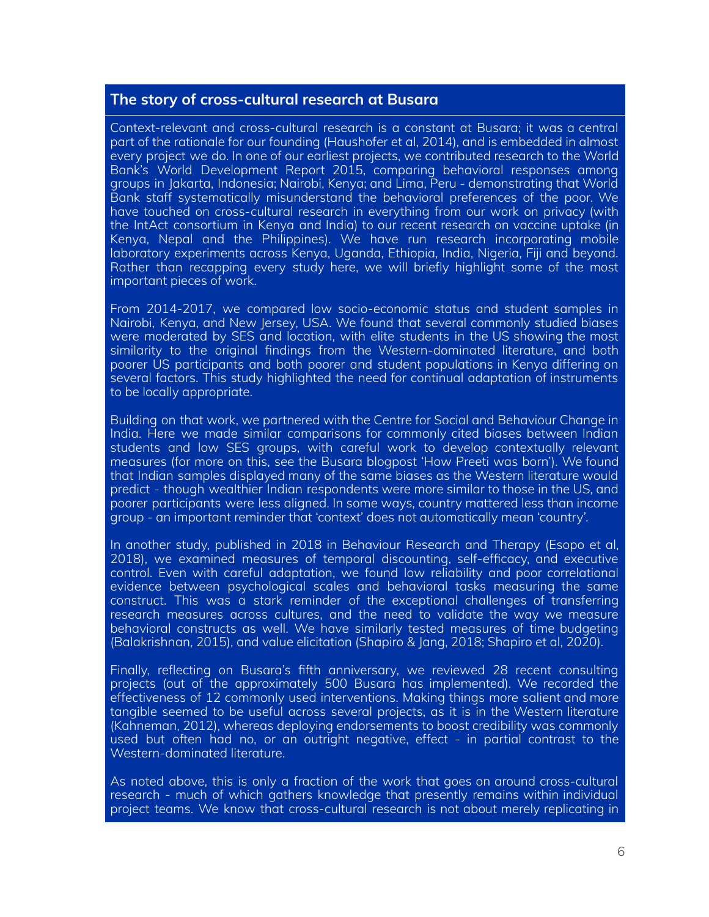## The story of cross-cultural research at Busara

Context-relevant and cross-cultural research is a constant at Busara; it was a central part of the rationale for our founding (Haushofer et al, 2014), and is embedded in almost every project we do. In one of our earliest projects, we contributed research to the World Bank's World Development Report 2015, comparing behavioral responses among groups in Jakarta, Indonesia; Nairobi, Kenya; and Lima, Peru - demonstrating that World Bank staff systematically misunderstand the behavioral preferences of the poor. We have touched on cross-cultural research in everything from our work on privacy (with the IntAct consortium in Kenya and India) to our recent research on vaccine uptake (in Kenya, Nepal and the Philippines). We have run research incorporating mobile laboratory experiments across Kenya, Uganda, Ethiopia, India, Nigeria, Fiji and beyond. Rather than recapping every study here, we will briefly highlight some of the most important pieces of work.

From 2014-2017, we compared low socio-economic status and student samples in Nairobi, Kenya, and New Jersey, USA. We found that several commonly studied biases were moderated by SES and location, with elite students in the US showing the most similarity to the original findings from the Western-dominated literature, and both poorer US participants and both poorer and student populations in Kenya differing on several factors. This study highlighted the need for continual adaptation of instruments to be locally appropriate.

Building on that work, we partnered with the Centre for Social and Behaviour Change in India. Here we made similar comparisons for commonly cited biases between Indian students and low SES groups, with careful work to develop contextually relevant measures (for more on this, see the Busara blogpost 'How Preeti was born'). We found that Indian samples displayed many of the same biases as the Western literature would predict - though wealthier Indian respondents were more similar to those in the US, and poorer participants were less aligned. In some ways, country mattered less than income group - an important reminder that 'context' does not automatically mean 'country'.

In another study, published in 2018 in Behaviour Research and Therapy (Esopo et al, 2018), we examined measures of temporal discounting, self-efficacy, and executive control. Even with careful adaptation, we found low reliability and poor correlational evidence between psychological scales and behavioral tasks measuring the same construct. This was a stark reminder of the exceptional challenges of transferring research measures across cultures, and the need to validate the way we measure behavioral constructs as well. We have similarly tested measures of time budgeting (Balakrishnan, 2015), and value elicitation (Shapiro & Jang, 2018; Shapiro et al, 2020).

Finally, reflecting on Busara's fifth anniversary, we reviewed 28 recent consulting projects (out of the approximately 500 Busara has implemented). We recorded the effectiveness of 12 commonly used interventions. Making things more salient and more tangible seemed to be useful across several projects, as it is in the Western literature (Kahneman, 2012), whereas deploying endorsements to boost credibility was commonly used but often had no, or an outright negative, effect - in partial contrast to the Western-dominated literature.

As noted above, this is only a fraction of the work that goes on around cross-cultural research - much of which gathers knowledge that presently remains within individual project teams. We know that cross-cultural research is not about merely replicating in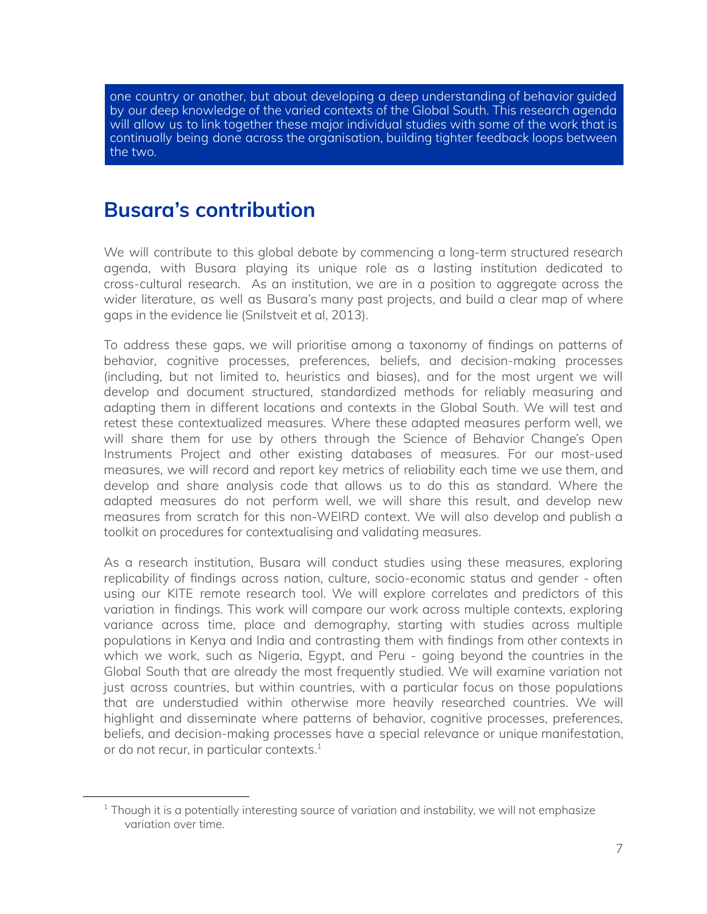one country or another, but about developing a deep understanding of behavior guided by our deep knowledge of the varied contexts of the Global South. This research agenda will allow us to link together these major individual studies with some of the work that is continually being done across the organisation, building tighter feedback loops between the two.

## Busara's contribution

We will contribute to this global debate by commencing a long-term structured research agenda, with Busara playing its unique role as a lasting institution dedicated to cross-cultural research. As an institution, we are in a position to aggregate across the wider literature, as well as Busara's many past projects, and build a clear map of where gaps in the evidence lie (Snilstveit et al, 2013).

To address these gaps, we will prioritise among a taxonomy of findings on patterns of behavior, cognitive processes, preferences, beliefs, and decision-making processes (including, but not limited to, heuristics and biases), and for the most urgent we will develop and document structured, standardized methods for reliably measuring and adapting them in different locations and contexts in the Global South. We will test and retest these contextualized measures. Where these adapted measures perform well, we will share them for use by others through the Science of Behavior Change's Open Instruments Project and other existing databases of measures. For our most-used measures, we will record and report key metrics of reliability each time we use them, and develop and share analysis code that allows us to do this as standard. Where the adapted measures do not perform well, we will share this result, and develop new measures from scratch for this non-WEIRD context. We will also develop and publish a toolkit on procedures for contextualising and validating measures.

As a research institution, Busara will conduct studies using these measures, exploring replicability of findings across nation, culture, socio-economic status and gender - often using our KITE remote research tool. We will explore correlates and predictors of this variation in findings. This work will compare our work across multiple contexts, exploring variance across time, place and demography, starting with studies across multiple populations in Kenya and India and contrasting them with findings from other contexts in which we work, such as Nigeria, Egypt, and Peru - going beyond the countries in the Global South that are already the most frequently studied. We will examine variation not just across countries, but within countries, with a particular focus on those populations that are understudied within otherwise more heavily researched countries. We will highlight and disseminate where patterns of behavior, cognitive processes, preferences, beliefs, and decision-making processes have a special relevance or unique manifestation, or do not recur, in particular contexts.[1]

[1] Though it is a potentially interesting source of variation and instability, we will not emphasize variation over time.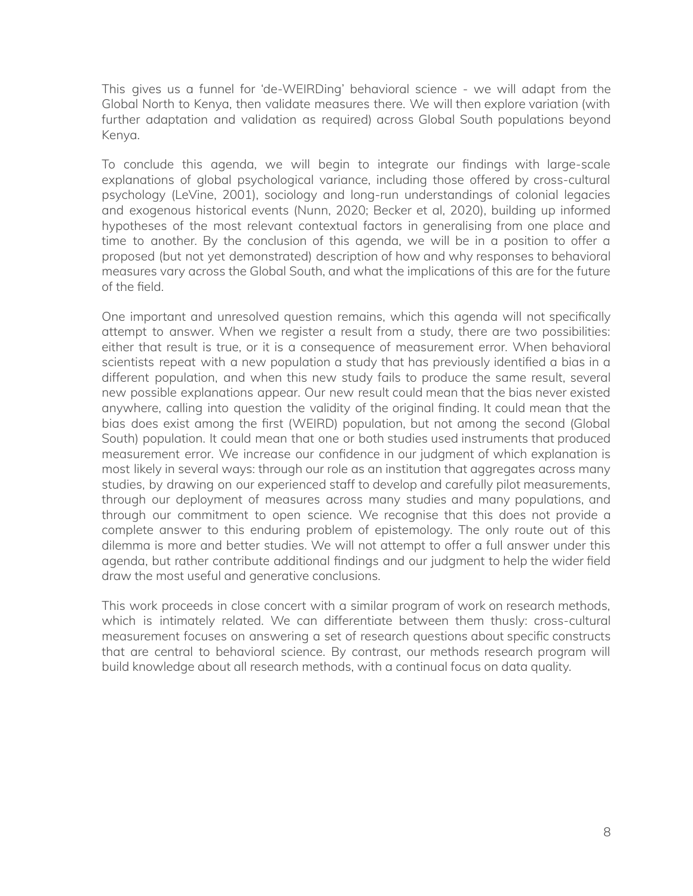This gives us a funnel for 'de-WEIRDing' behavioral science - we will adapt from the Global North to Kenya, then validate measures there. We will then explore variation (with further adaptation and validation as required) across Global South populations beyond Kenya.

To conclude this agenda, we will begin to integrate our findings with large-scale explanations of global psychological variance, including those offered by cross-cultural psychology (LeVine, 2001), sociology and long-run understandings of colonial legacies and exogenous historical events (Nunn, 2020; Becker et al, 2020), building up informed hypotheses of the most relevant contextual factors in generalising from one place and time to another. By the conclusion of this agenda, we will be in a position to offer a proposed (but not yet demonstrated) description of how and why responses to behavioral measures vary across the Global South, and what the implications of this are for the future of the field.

One important and unresolved question remains, which this agenda will not specifically attempt to answer. When we register a result from a study, there are two possibilities: either that result is true, or it is a consequence of measurement error. When behavioral scientists repeat with a new population a study that has previously identified a bias in a different population, and when this new study fails to produce the same result, several new possible explanations appear. Our new result could mean that the bias never existed anywhere, calling into question the validity of the original finding. It could mean that the bias does exist among the first (WEIRD) population, but not among the second (Global South) population. It could mean that one or both studies used instruments that produced measurement error. We increase our confidence in our judgment of which explanation is most likely in several ways: through our role as an institution that aggregates across many studies, by drawing on our experienced staff to develop and carefully pilot measurements, through our deployment of measures across many studies and many populations, and through our commitment to open science. We recognise that this does not provide a complete answer to this enduring problem of epistemology. The only route out of this dilemma is more and better studies. We will not attempt to offer a full answer under this agenda, but rather contribute additional findings and our judgment to help the wider field draw the most useful and generative conclusions.

This work proceeds in close concert with a similar program of work on research methods, which is intimately related. We can differentiate between them thusly: cross-cultural measurement focuses on answering a set of research questions about specific constructs that are central to behavioral science. By contrast, our methods research program will build knowledge about all research methods, with a continual focus on data quality.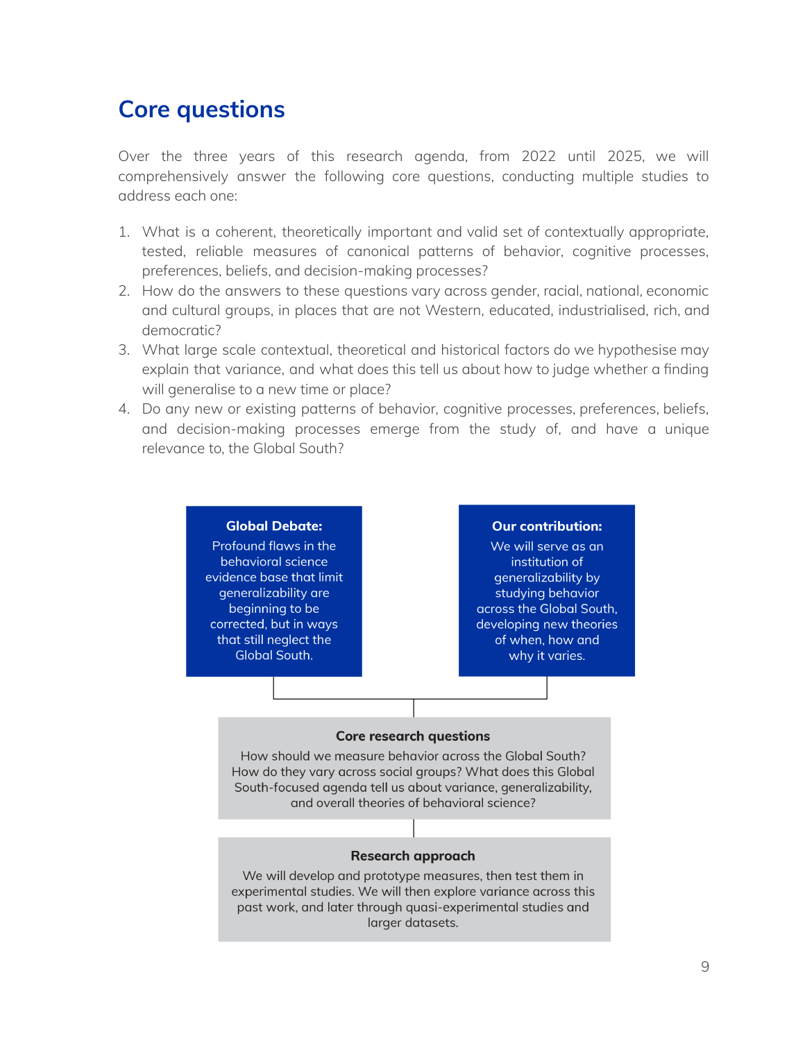## Core questions

Over the three years of this research agenda, from 2022 until 2025, we will comprehensively answer the following core questions, conducting multiple studies to address each one:

1. What is a coherent, theoretically important and valid set of contextually appropriate, tested, reliable measures of canonical patterns of behavior, cognitive processes, preferences, beliefs, and decision-making processes?
2. How do the answers to these questions vary across gender, racial, national, economic and cultural groups, in places that are not Western, educated, industrialised, rich, and democratic?
3. What large scale contextual, theoretical and historical factors do we hypothesise may explain that variance, and what does this tell us about how to judge whether a finding will generalise to a new time or place?
4. Do any new or existing patterns of behavior, cognitive processes, preferences, beliefs, and decision-making processes emerge from the study of, and have a unique relevance to, the Global South?

**Global Debate:**
Profound flaws in the behavioral science evidence base that limit generalizability are beginning to be corrected, but in ways that still neglect the Global South.

**Our contribution:**
We will serve as an institution of generalizability by studying behavior across the Global South, developing new theories of when, how and why it varies.

**Core research questions**
How should we measure behavior across the Global South? How do they vary across social groups? What does this Global South-focused agenda tell us about variance, generalizability, and overall theories of behavioral science?

**Research approach**
We will develop and prototype measures, then test them in experimental studies. We will then explore variance across this past work, and later through quasi-experimental studies and larger datasets.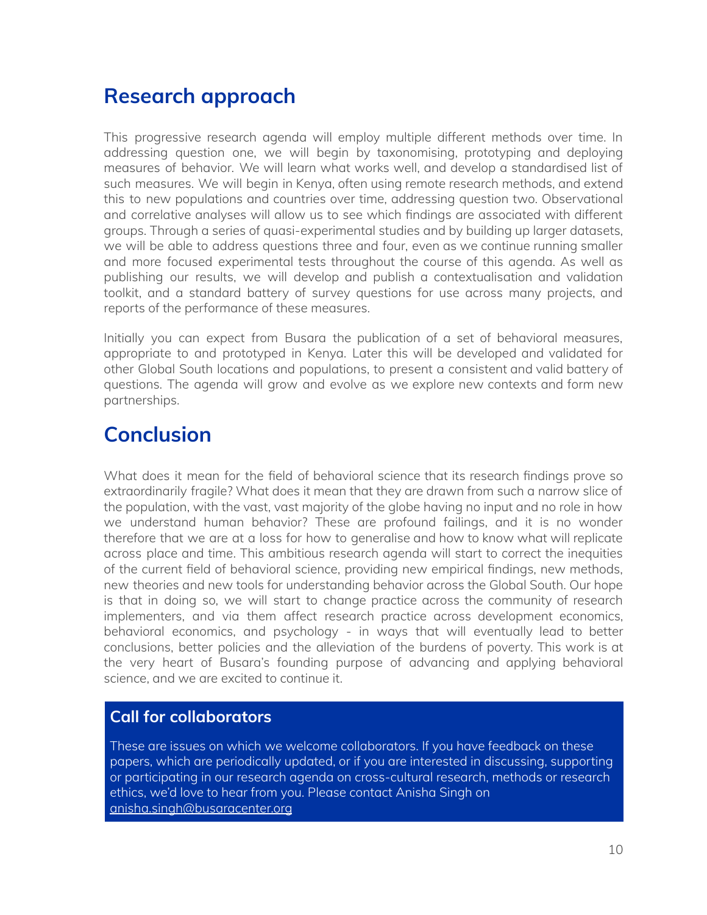## Research approach

This progressive research agenda will employ multiple different methods over time. In addressing question one, we will begin by taxonomising, prototyping and deploying measures of behavior. We will learn what works well, and develop a standardised list of such measures. We will begin in Kenya, often using remote research methods, and extend this to new populations and countries over time, addressing question two. Observational and correlative analyses will allow us to see which findings are associated with different groups. Through a series of quasi-experimental studies and by building up larger datasets, we will be able to address questions three and four, even as we continue running smaller and more focused experimental tests throughout the course of this agenda. As well as publishing our results, we will develop and publish a contextualisation and validation toolkit, and a standard battery of survey questions for use across many projects, and reports of the performance of these measures.

Initially you can expect from Busara the publication of a set of behavioral measures, appropriate to and prototyped in Kenya. Later this will be developed and validated for other Global South locations and populations, to present a consistent and valid battery of questions. The agenda will grow and evolve as we explore new contexts and form new partnerships.

## Conclusion

What does it mean for the field of behavioral science that its research findings prove so extraordinarily fragile? What does it mean that they are drawn from such a narrow slice of the population, with the vast, vast majority of the globe having no input and no role in how we understand human behavior? These are profound failings, and it is no wonder therefore that we are at a loss for how to generalise and how to know what will replicate across place and time. This ambitious research agenda will start to correct the inequities of the current field of behavioral science, providing new empirical findings, new methods, new theories and new tools for understanding behavior across the Global South. Our hope is that in doing so, we will start to change practice across the community of research implementers, and via them affect research practice across development economics, behavioral economics, and psychology - in ways that will eventually lead to better conclusions, better policies and the alleviation of the burdens of poverty. This work is at the very heart of Busara's founding purpose of advancing and applying behavioral science, and we are excited to continue it.

### Call for collaborators

These are issues on which we welcome collaborators. If you have feedback on these papers, which are periodically updated, or if you are interested in discussing, supporting or participating in our research agenda on cross-cultural research, methods or research ethics, we'd love to hear from you. Please contact Anisha Singh on anisha.singh@busaracenter.org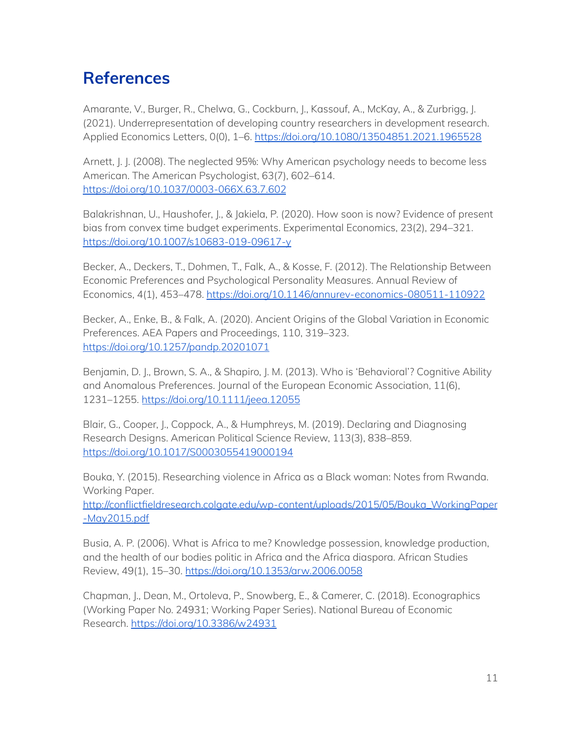# References

Amarante, V., Burger, R., Chelwa, G., Cockburn, J., Kassouf, A., McKay, A., & Zurbrigg, J. (2021). Underrepresentation of developing country researchers in development research. Applied Economics Letters, 0(0), 1–6. https://doi.org/10.1080/13504851.2021.1965528

Arnett, J. J. (2008). The neglected 95%: Why American psychology needs to become less American. The American Psychologist, 63(7), 602–614. https://doi.org/10.1037/0003-066X.63.7.602

Balakrishnan, U., Haushofer, J., & Jakiela, P. (2020). How soon is now? Evidence of present bias from convex time budget experiments. Experimental Economics, 23(2), 294–321. https://doi.org/10.1007/s10683-019-09617-y

Becker, A., Deckers, T., Dohmen, T., Falk, A., & Kosse, F. (2012). The Relationship Between Economic Preferences and Psychological Personality Measures. Annual Review of Economics, 4(1), 453–478. https://doi.org/10.1146/annurev-economics-080511-110922

Becker, A., Enke, B., & Falk, A. (2020). Ancient Origins of the Global Variation in Economic Preferences. AEA Papers and Proceedings, 110, 319–323. https://doi.org/10.1257/pandp.20201071

Benjamin, D. J., Brown, S. A., & Shapiro, J. M. (2013). Who is 'Behavioral'? Cognitive Ability and Anomalous Preferences. Journal of the European Economic Association, 11(6), 1231–1255. https://doi.org/10.1111/jeea.12055

Blair, G., Cooper, J., Coppock, A., & Humphreys, M. (2019). Declaring and Diagnosing Research Designs. American Political Science Review, 113(3), 838–859. https://doi.org/10.1017/S0003055419000194

Bouka, Y. (2015). Researching violence in Africa as a Black woman: Notes from Rwanda. Working Paper. http://conflictfieldresearch.colgate.edu/wp-content/uploads/2015/05/Bouka_WorkingPaper-May2015.pdf

Busia, A. P. (2006). What is Africa to me? Knowledge possession, knowledge production, and the health of our bodies politic in Africa and the Africa diaspora. African Studies Review, 49(1), 15–30. https://doi.org/10.1353/arw.2006.0058

Chapman, J., Dean, M., Ortoleva, P., Snowberg, E., & Camerer, C. (2018). Econographics (Working Paper No. 24931; Working Paper Series). National Bureau of Economic Research. https://doi.org/10.3386/w24931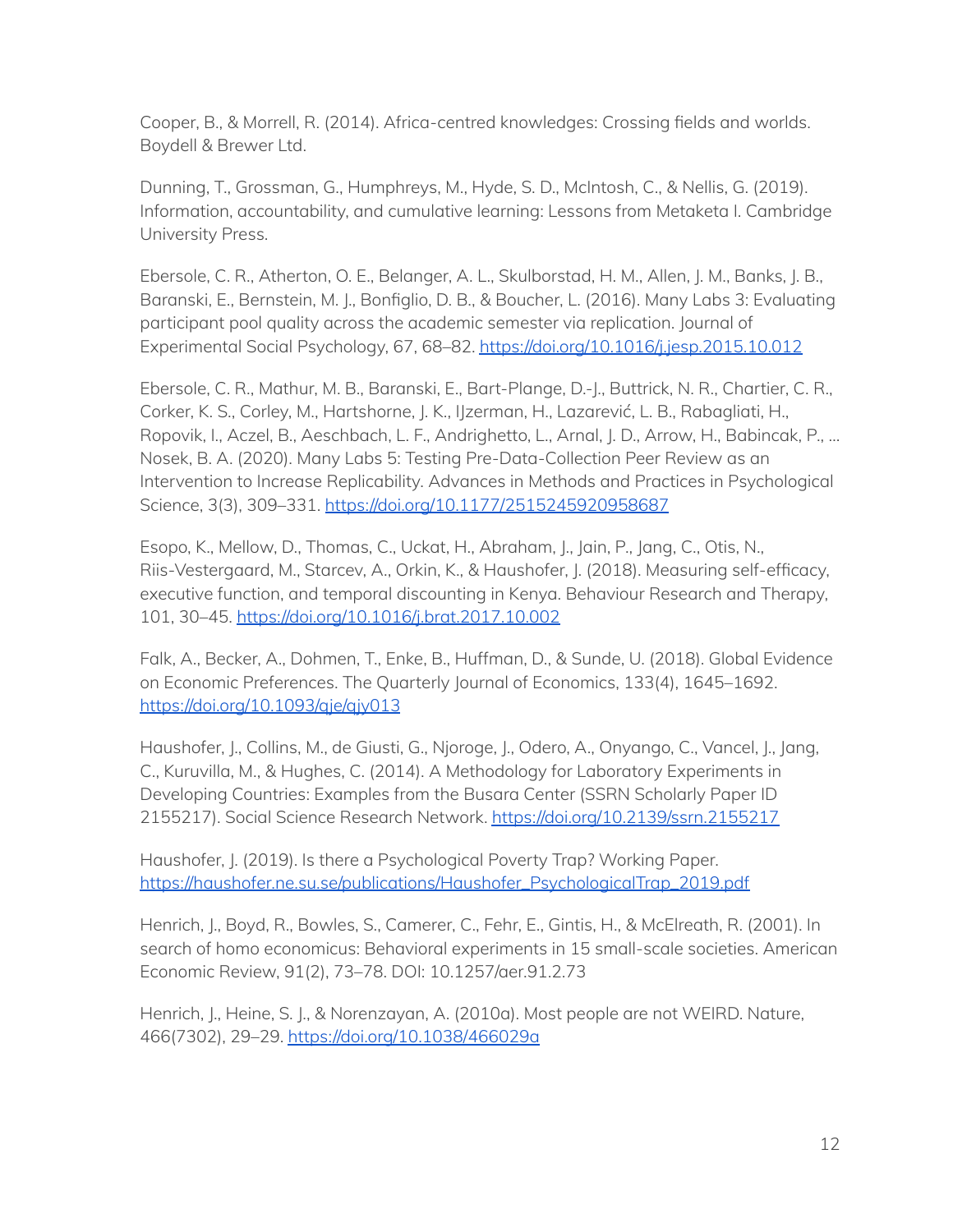Cooper, B., & Morrell, R. (2014). Africa-centred knowledges: Crossing fields and worlds. Boydell & Brewer Ltd.

Dunning, T., Grossman, G., Humphreys, M., Hyde, S. D., McIntosh, C., & Nellis, G. (2019). Information, accountability, and cumulative learning: Lessons from Metaketa I. Cambridge University Press.

Ebersole, C. R., Atherton, O. E., Belanger, A. L., Skulborstad, H. M., Allen, J. M., Banks, J. B., Baranski, E., Bernstein, M. J., Bonfiglio, D. B., & Boucher, L. (2016). Many Labs 3: Evaluating participant pool quality across the academic semester via replication. Journal of Experimental Social Psychology, 67, 68–82. https://doi.org/10.1016/j.jesp.2015.10.012

Ebersole, C. R., Mathur, M. B., Baranski, E., Bart-Plange, D.-J., Buttrick, N. R., Chartier, C. R., Corker, K. S., Corley, M., Hartshorne, J. K., IJzerman, H., Lazarević, L. B., Rabagliati, H., Ropovik, I., Aczel, B., Aeschbach, L. F., Andrighetto, L., Arnal, J. D., Arrow, H., Babincak, P., … Nosek, B. A. (2020). Many Labs 5: Testing Pre-Data-Collection Peer Review as an Intervention to Increase Replicability. Advances in Methods and Practices in Psychological Science, 3(3), 309–331. https://doi.org/10.1177/2515245920958687

Esopo, K., Mellow, D., Thomas, C., Uckat, H., Abraham, J., Jain, P., Jang, C., Otis, N., Riis-Vestergaard, M., Starcev, A., Orkin, K., & Haushofer, J. (2018). Measuring self-efficacy, executive function, and temporal discounting in Kenya. Behaviour Research and Therapy, 101, 30–45. https://doi.org/10.1016/j.brat.2017.10.002

Falk, A., Becker, A., Dohmen, T., Enke, B., Huffman, D., & Sunde, U. (2018). Global Evidence on Economic Preferences. The Quarterly Journal of Economics, 133(4), 1645–1692. https://doi.org/10.1093/qje/qjy013

Haushofer, J., Collins, M., de Giusti, G., Njoroge, J., Odero, A., Onyango, C., Vancel, J., Jang, C., Kuruvilla, M., & Hughes, C. (2014). A Methodology for Laboratory Experiments in Developing Countries: Examples from the Busara Center (SSRN Scholarly Paper ID 2155217). Social Science Research Network. https://doi.org/10.2139/ssrn.2155217

Haushofer, J. (2019). Is there a Psychological Poverty Trap? Working Paper. https://haushofer.ne.su.se/publications/Haushofer_PsychologicalTrap_2019.pdf

Henrich, J., Boyd, R., Bowles, S., Camerer, C., Fehr, E., Gintis, H., & McElreath, R. (2001). In search of homo economicus: Behavioral experiments in 15 small-scale societies. American Economic Review, 91(2), 73–78. DOI: 10.1257/aer.91.2.73

Henrich, J., Heine, S. J., & Norenzayan, A. (2010a). Most people are not WEIRD. Nature, 466(7302), 29–29. https://doi.org/10.1038/466029a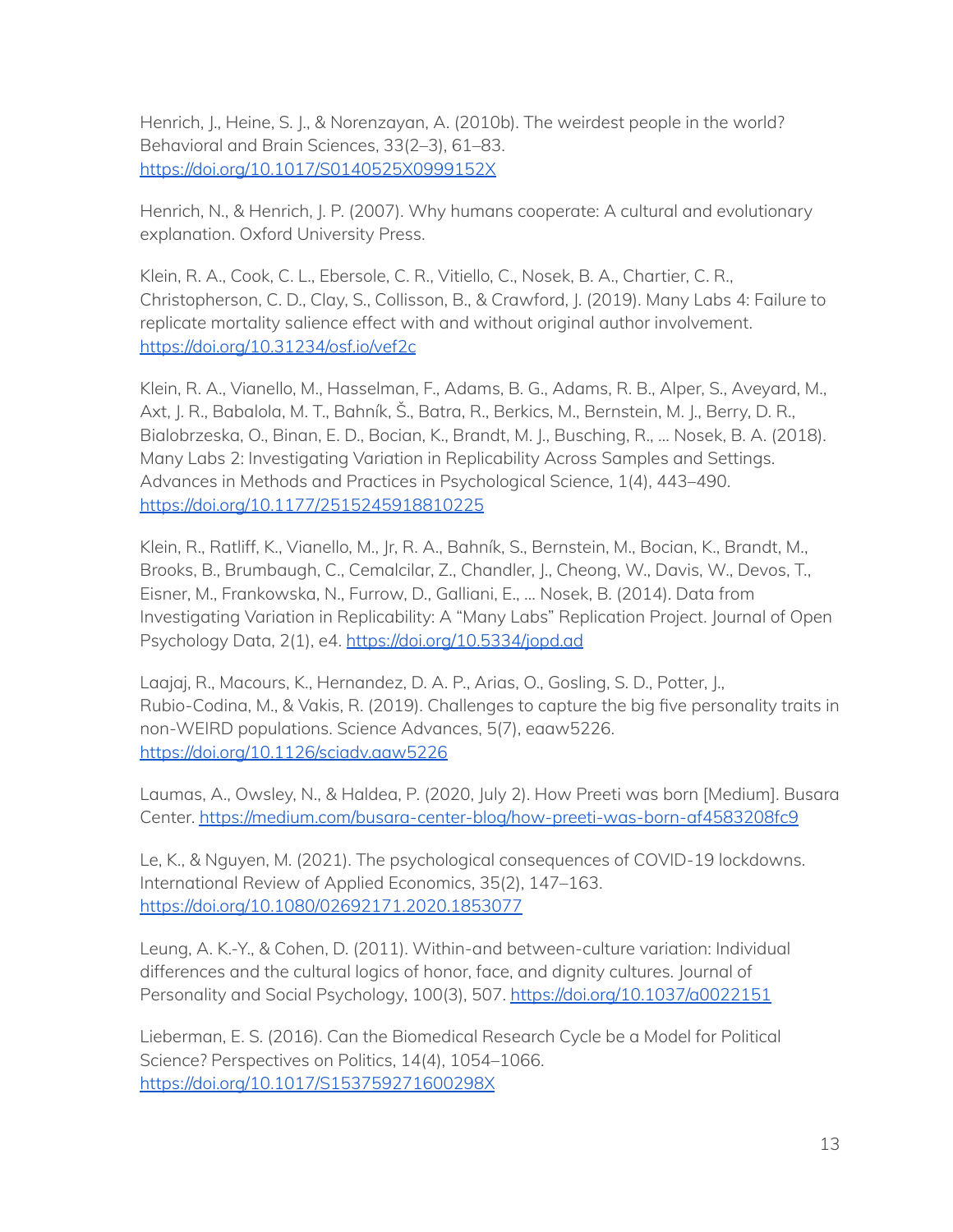Henrich, J., Heine, S. J., & Norenzayan, A. (2010b). The weirdest people in the world? Behavioral and Brain Sciences, 33(2–3), 61–83. https://doi.org/10.1017/S0140525X0999152X

Henrich, N., & Henrich, J. P. (2007). Why humans cooperate: A cultural and evolutionary explanation. Oxford University Press.

Klein, R. A., Cook, C. L., Ebersole, C. R., Vitiello, C., Nosek, B. A., Chartier, C. R., Christopherson, C. D., Clay, S., Collisson, B., & Crawford, J. (2019). Many Labs 4: Failure to replicate mortality salience effect with and without original author involvement. https://doi.org/10.31234/osf.io/vef2c

Klein, R. A., Vianello, M., Hasselman, F., Adams, B. G., Adams, R. B., Alper, S., Aveyard, M., Axt, J. R., Babalola, M. T., Bahník, Š., Batra, R., Berkics, M., Bernstein, M. J., Berry, D. R., Bialobrzeska, O., Binan, E. D., Bocian, K., Brandt, M. J., Busching, R., … Nosek, B. A. (2018). Many Labs 2: Investigating Variation in Replicability Across Samples and Settings. Advances in Methods and Practices in Psychological Science, 1(4), 443–490. https://doi.org/10.1177/2515245918810225

Klein, R., Ratliff, K., Vianello, M., Jr, R. A., Bahník, S., Bernstein, M., Bocian, K., Brandt, M., Brooks, B., Brumbaugh, C., Cemalcilar, Z., Chandler, J., Cheong, W., Davis, W., Devos, T., Eisner, M., Frankowska, N., Furrow, D., Galliani, E., … Nosek, B. (2014). Data from Investigating Variation in Replicability: A "Many Labs" Replication Project. Journal of Open Psychology Data, 2(1), e4. https://doi.org/10.5334/jopd.ad

Laajaj, R., Macours, K., Hernandez, D. A. P., Arias, O., Gosling, S. D., Potter, J., Rubio-Codina, M., & Vakis, R. (2019). Challenges to capture the big five personality traits in non-WEIRD populations. Science Advances, 5(7), eaaw5226. https://doi.org/10.1126/sciadv.aaw5226

Laumas, A., Owsley, N., & Haldea, P. (2020, July 2). How Preeti was born [Medium]. Busara Center. https://medium.com/busara-center-blog/how-preeti-was-born-af4583208fc9

Le, K., & Nguyen, M. (2021). The psychological consequences of COVID-19 lockdowns. International Review of Applied Economics, 35(2), 147–163. https://doi.org/10.1080/02692171.2020.1853077

Leung, A. K.-Y., & Cohen, D. (2011). Within-and between-culture variation: Individual differences and the cultural logics of honor, face, and dignity cultures. Journal of Personality and Social Psychology, 100(3), 507. https://doi.org/10.1037/a0022151

Lieberman, E. S. (2016). Can the Biomedical Research Cycle be a Model for Political Science? Perspectives on Politics, 14(4), 1054–1066. https://doi.org/10.1017/S153759271600298X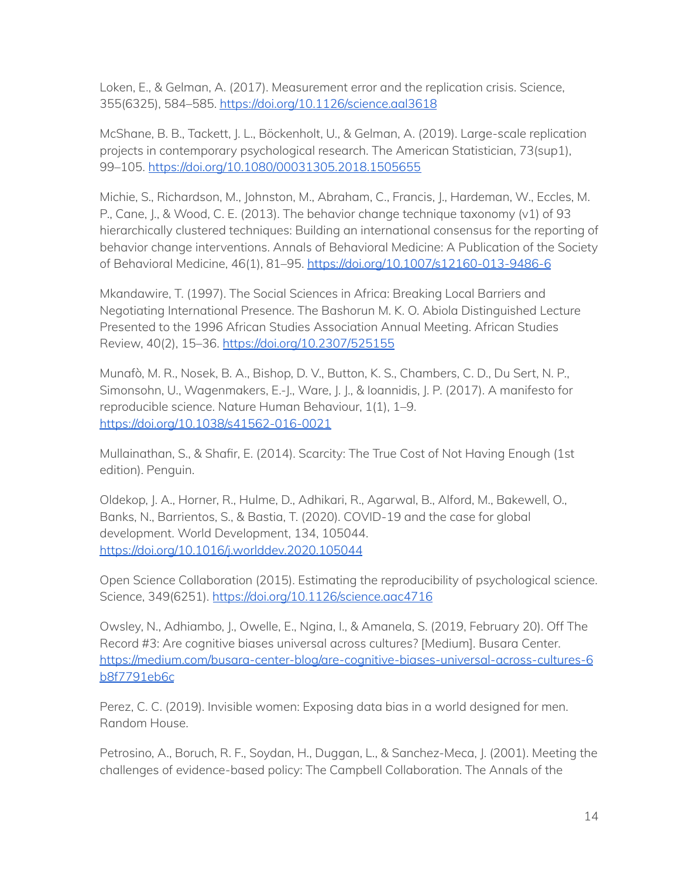Loken, E., & Gelman, A. (2017). Measurement error and the replication crisis. Science, 355(6325), 584–585. https://doi.org/10.1126/science.aal3618

McShane, B. B., Tackett, J. L., Böckenholt, U., & Gelman, A. (2019). Large-scale replication projects in contemporary psychological research. The American Statistician, 73(sup1), 99–105. https://doi.org/10.1080/00031305.2018.1505655

Michie, S., Richardson, M., Johnston, M., Abraham, C., Francis, J., Hardeman, W., Eccles, M. P., Cane, J., & Wood, C. E. (2013). The behavior change technique taxonomy (v1) of 93 hierarchically clustered techniques: Building an international consensus for the reporting of behavior change interventions. Annals of Behavioral Medicine: A Publication of the Society of Behavioral Medicine, 46(1), 81–95. https://doi.org/10.1007/s12160-013-9486-6

Mkandawire, T. (1997). The Social Sciences in Africa: Breaking Local Barriers and Negotiating International Presence. The Bashorun M. K. O. Abiola Distinguished Lecture Presented to the 1996 African Studies Association Annual Meeting. African Studies Review, 40(2), 15–36. https://doi.org/10.2307/525155

Munafò, M. R., Nosek, B. A., Bishop, D. V., Button, K. S., Chambers, C. D., Du Sert, N. P., Simonsohn, U., Wagenmakers, E.-J., Ware, J. J., & Ioannidis, J. P. (2017). A manifesto for reproducible science. Nature Human Behaviour, 1(1), 1–9. https://doi.org/10.1038/s41562-016-0021

Mullainathan, S., & Shafir, E. (2014). Scarcity: The True Cost of Not Having Enough (1st edition). Penguin.

Oldekop, J. A., Horner, R., Hulme, D., Adhikari, R., Agarwal, B., Alford, M., Bakewell, O., Banks, N., Barrientos, S., & Bastia, T. (2020). COVID-19 and the case for global development. World Development, 134, 105044. https://doi.org/10.1016/j.worlddev.2020.105044

Open Science Collaboration (2015). Estimating the reproducibility of psychological science. Science, 349(6251). https://doi.org/10.1126/science.aac4716

Owsley, N., Adhiambo, J., Owelle, E., Ngina, I., & Amanela, S. (2019, February 20). Off The Record #3: Are cognitive biases universal across cultures? [Medium]. Busara Center. https://medium.com/busara-center-blog/are-cognitive-biases-universal-across-cultures-6b8f7791eb6c

Perez, C. C. (2019). Invisible women: Exposing data bias in a world designed for men. Random House.

Petrosino, A., Boruch, R. F., Soydan, H., Duggan, L., & Sanchez-Meca, J. (2001). Meeting the challenges of evidence-based policy: The Campbell Collaboration. The Annals of the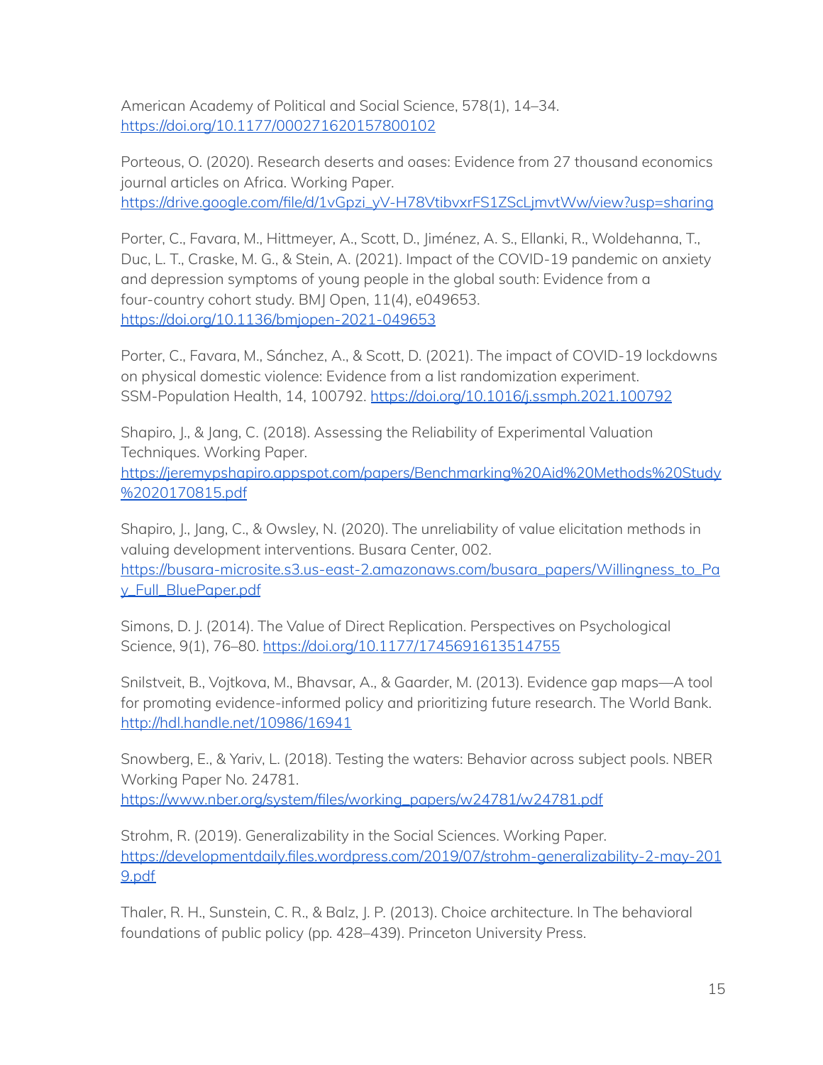American Academy of Political and Social Science, 578(1), 14–34. https://doi.org/10.1177/000271620157800102

Porteous, O. (2020). Research deserts and oases: Evidence from 27 thousand economics journal articles on Africa. Working Paper. https://drive.google.com/file/d/1vGpzi_yV-H78VtibvxrFS1ZScLjmvtWw/view?usp=sharing

Porter, C., Favara, M., Hittmeyer, A., Scott, D., Jiménez, A. S., Ellanki, R., Woldehanna, T., Duc, L. T., Craske, M. G., & Stein, A. (2021). Impact of the COVID-19 pandemic on anxiety and depression symptoms of young people in the global south: Evidence from a four-country cohort study. BMJ Open, 11(4), e049653. https://doi.org/10.1136/bmjopen-2021-049653

Porter, C., Favara, M., Sánchez, A., & Scott, D. (2021). The impact of COVID-19 lockdowns on physical domestic violence: Evidence from a list randomization experiment. SSM-Population Health, 14, 100792. https://doi.org/10.1016/j.ssmph.2021.100792

Shapiro, J., & Jang, C. (2018). Assessing the Reliability of Experimental Valuation Techniques. Working Paper. https://jeremypshapiro.appspot.com/papers/Benchmarking%20Aid%20Methods%20Study%2020170815.pdf

Shapiro, J., Jang, C., & Owsley, N. (2020). The unreliability of value elicitation methods in valuing development interventions. Busara Center, 002. https://busara-microsite.s3.us-east-2.amazonaws.com/busara_papers/Willingness_to_Pay_Full_BluePaper.pdf

Simons, D. J. (2014). The Value of Direct Replication. Perspectives on Psychological Science, 9(1), 76–80. https://doi.org/10.1177/1745691613514755

Snilstveit, B., Vojtkova, M., Bhavsar, A., & Gaarder, M. (2013). Evidence gap maps—A tool for promoting evidence-informed policy and prioritizing future research. The World Bank. http://hdl.handle.net/10986/16941

Snowberg, E., & Yariv, L. (2018). Testing the waters: Behavior across subject pools. NBER Working Paper No. 24781. https://www.nber.org/system/files/working_papers/w24781/w24781.pdf

Strohm, R. (2019). Generalizability in the Social Sciences. Working Paper. https://developmentdaily.files.wordpress.com/2019/07/strohm-generalizability-2-may-2019.pdf

Thaler, R. H., Sunstein, C. R., & Balz, J. P. (2013). Choice architecture. In The behavioral foundations of public policy (pp. 428–439). Princeton University Press.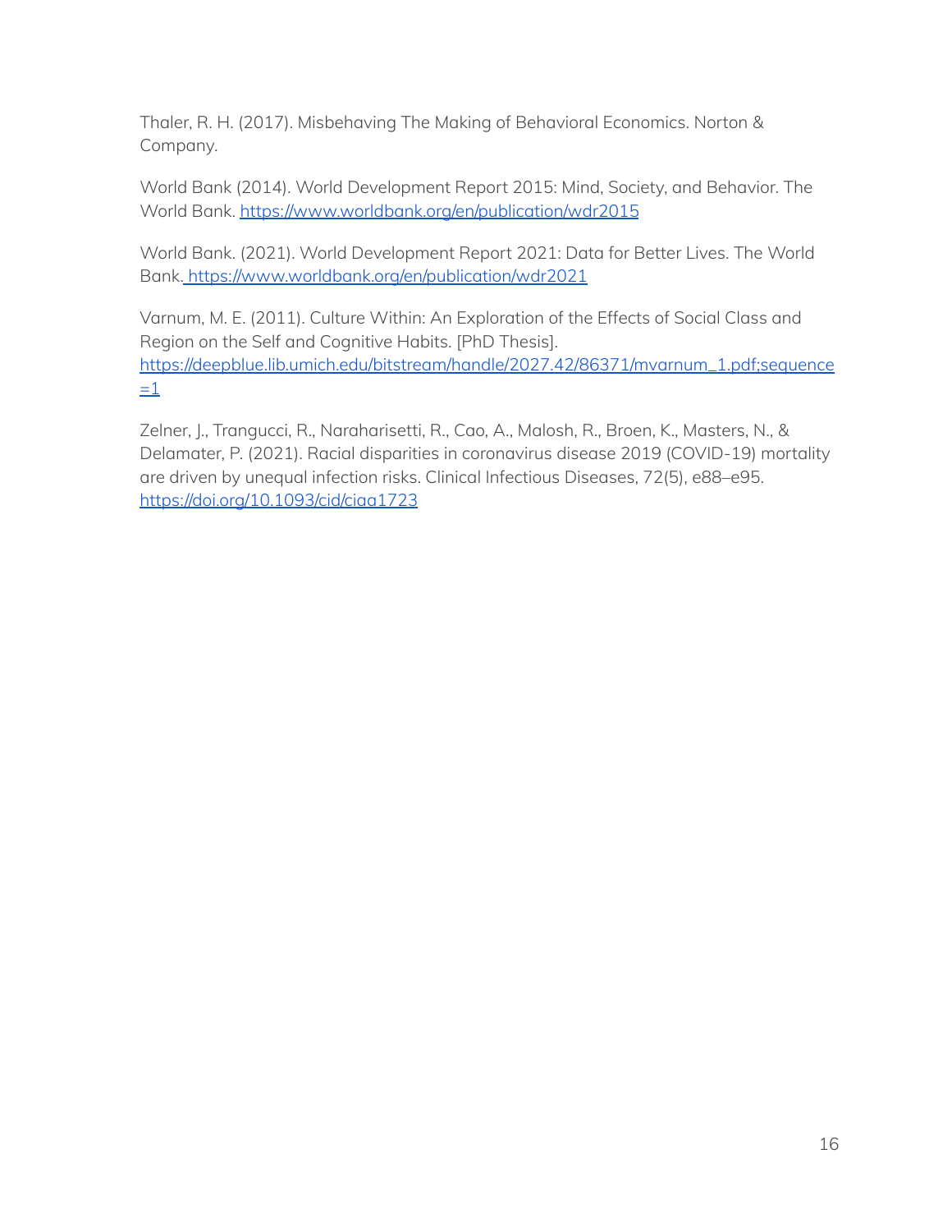Thaler, R. H. (2017). Misbehaving The Making of Behavioral Economics. Norton & Company.

World Bank (2014). World Development Report 2015: Mind, Society, and Behavior. The World Bank. https://www.worldbank.org/en/publication/wdr2015

World Bank. (2021). World Development Report 2021: Data for Better Lives. The World Bank. https://www.worldbank.org/en/publication/wdr2021

Varnum, M. E. (2011). Culture Within: An Exploration of the Effects of Social Class and Region on the Self and Cognitive Habits. [PhD Thesis]. https://deepblue.lib.umich.edu/bitstream/handle/2027.42/86371/mvarnum_1.pdf;sequence=1

Zelner, J., Trangucci, R., Naraharisetti, R., Cao, A., Malosh, R., Broen, K., Masters, N., & Delamater, P. (2021). Racial disparities in coronavirus disease 2019 (COVID-19) mortality are driven by unequal infection risks. Clinical Infectious Diseases, 72(5), e88–e95. https://doi.org/10.1093/cid/ciaa1723